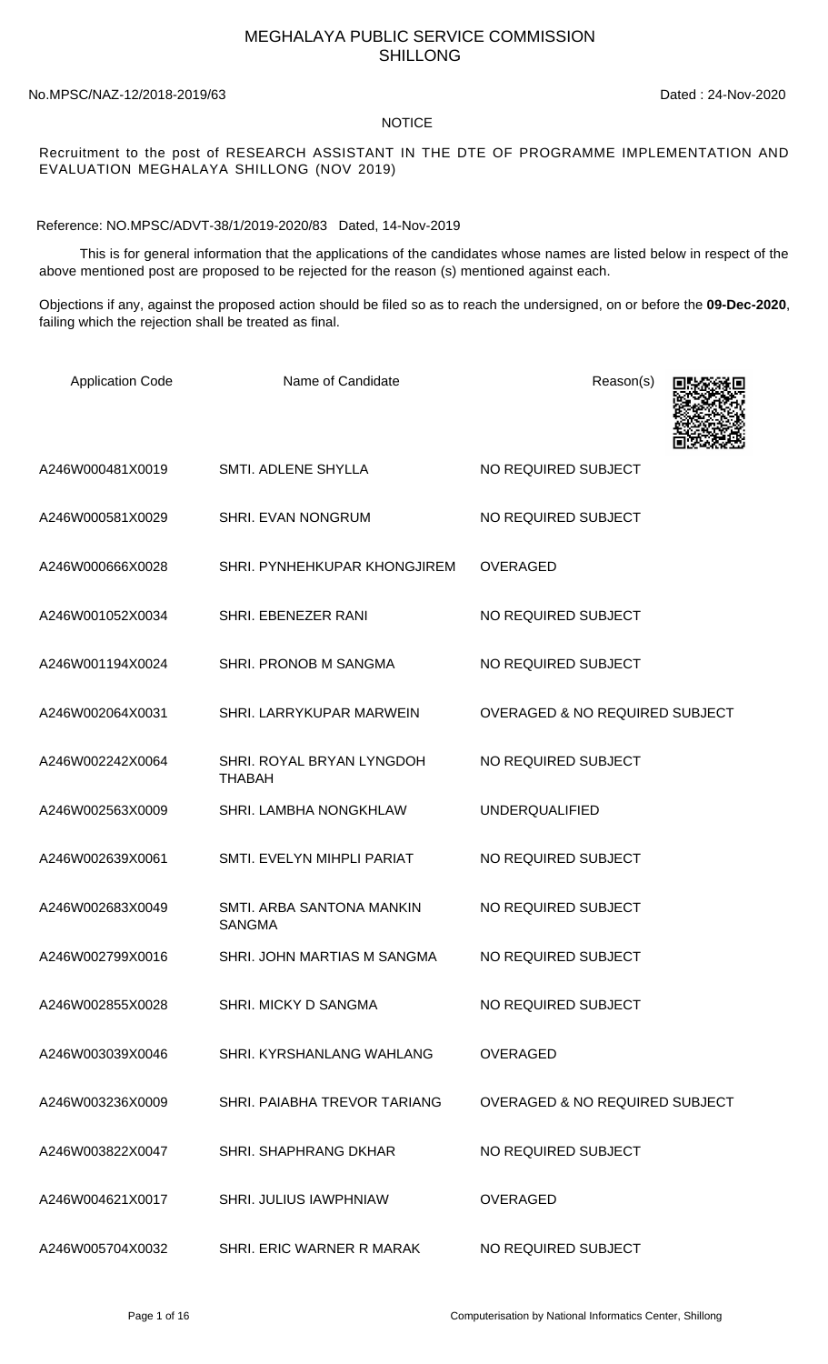# MEGHALAYA PUBLIC SERVICE COMMISSION
# SHILLONG

No.MPSC/NAZ-12/2018-2019/63 Dated : 24-Nov-2020

## NOTICE

Recruitment to the post of RESEARCH ASSISTANT IN THE DTE OF PROGRAMME IMPLEMENTATION AND EVALUATION MEGHALAYA SHILLONG (NOV 2019)

Reference: NO.MPSC/ADVT-38/1/2019-2020/83 Dated, 14-Nov-2019

This is for general information that the applications of the candidates whose names are listed below in respect of the above mentioned post are proposed to be rejected for the reason (s) mentioned against each.

Objections if any, against the proposed action should be filed so as to reach the undersigned, on or before the **09-Dec-2020**, failing which the rejection shall be treated as final.

| Application Code | Name of Candidate | Reason(s) |
|---|---|---|
| A246W000481X0019 | SMTI. ADLENE SHYLLA | NO REQUIRED SUBJECT |
| A246W000581X0029 | SHRI. EVAN NONGRUM | NO REQUIRED SUBJECT |
| A246W000666X0028 | SHRI. PYNHEHKUPAR KHONGJIREM | OVERAGED |
| A246W001052X0034 | SHRI. EBENEZER RANI | NO REQUIRED SUBJECT |
| A246W001194X0024 | SHRI. PRONOB M SANGMA | NO REQUIRED SUBJECT |
| A246W002064X0031 | SHRI. LARRYKUPAR MARWEIN | OVERAGED & NO REQUIRED SUBJECT |
| A246W002242X0064 | SHRI. ROYAL BRYAN LYNGDOH THABAH | NO REQUIRED SUBJECT |
| A246W002563X0009 | SHRI. LAMBHA NONGKHLAW | UNDERQUALIFIED |
| A246W002639X0061 | SMTI. EVELYN MIHPLI PARIAT | NO REQUIRED SUBJECT |
| A246W002683X0049 | SMTI. ARBA SANTONA MANKIN SANGMA | NO REQUIRED SUBJECT |
| A246W002799X0016 | SHRI. JOHN MARTIAS M SANGMA | NO REQUIRED SUBJECT |
| A246W002855X0028 | SHRI. MICKY D SANGMA | NO REQUIRED SUBJECT |
| A246W003039X0046 | SHRI. KYRSHANLANG WAHLANG | OVERAGED |
| A246W003236X0009 | SHRI. PAIABHA TREVOR TARIANG | OVERAGED & NO REQUIRED SUBJECT |
| A246W003822X0047 | SHRI. SHAPHRANG DKHAR | NO REQUIRED SUBJECT |
| A246W004621X0017 | SHRI. JULIUS IAWPHNIAW | OVERAGED |
| A246W005704X0032 | SHRI. ERIC WARNER R MARAK | NO REQUIRED SUBJECT |

Computerisation by National Informatics Center, Shillong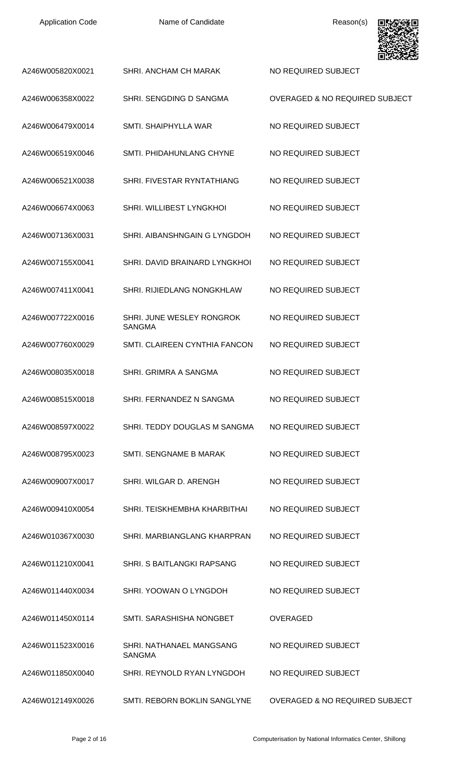| Application Code | Name of Candidate | Reason(s) |
| --- | --- | --- |
| A246W005820X0021 | SHRI. ANCHAM CH MARAK | NO REQUIRED SUBJECT |
| A246W006358X0022 | SHRI. SENGDING D SANGMA | OVERAGED & NO REQUIRED SUBJECT |
| A246W006479X0014 | SMTI. SHAIPHYLLA WAR | NO REQUIRED SUBJECT |
| A246W006519X0046 | SMTI. PHIDAHUNLANG CHYNE | NO REQUIRED SUBJECT |
| A246W006521X0038 | SHRI. FIVESTAR RYNTATHIANG | NO REQUIRED SUBJECT |
| A246W006674X0063 | SHRI. WILLIBEST LYNGKHOI | NO REQUIRED SUBJECT |
| A246W007136X0031 | SHRI. AIBANSHNGAIN G LYNGDOH | NO REQUIRED SUBJECT |
| A246W007155X0041 | SHRI. DAVID BRAINARD LYNGKHOI | NO REQUIRED SUBJECT |
| A246W007411X0041 | SHRI. RIJIEDLANG NONGKHLAW | NO REQUIRED SUBJECT |
| A246W007722X0016 | SHRI. JUNE WESLEY RONGROK SANGMA | NO REQUIRED SUBJECT |
| A246W007760X0029 | SMTI. CLAIREEN CYNTHIA FANCON | NO REQUIRED SUBJECT |
| A246W008035X0018 | SHRI. GRIMRA A SANGMA | NO REQUIRED SUBJECT |
| A246W008515X0018 | SHRI. FERNANDEZ N SANGMA | NO REQUIRED SUBJECT |
| A246W008597X0022 | SHRI. TEDDY DOUGLAS M SANGMA | NO REQUIRED SUBJECT |
| A246W008795X0023 | SMTI. SENGNAME B MARAK | NO REQUIRED SUBJECT |
| A246W009007X0017 | SHRI. WILGAR D. ARENGH | NO REQUIRED SUBJECT |
| A246W009410X0054 | SHRI. TEISKHEMBHA KHARBITHAI | NO REQUIRED SUBJECT |
| A246W010367X0030 | SHRI. MARBIANGLANG KHARPRAN | NO REQUIRED SUBJECT |
| A246W011210X0041 | SHRI. S BAITLANGKI RAPSANG | NO REQUIRED SUBJECT |
| A246W011440X0034 | SHRI. YOOWAN O LYNGDOH | NO REQUIRED SUBJECT |
| A246W011450X0114 | SMTI. SARASHISHA NONGBET | OVERAGED |
| A246W011523X0016 | SHRI. NATHANAEL MANGSANG SANGMA | NO REQUIRED SUBJECT |
| A246W011850X0040 | SHRI. REYNOLD RYAN LYNGDOH | NO REQUIRED SUBJECT |
| A246W012149X0026 | SMTI. REBORN BOKLIN SANGLYNE | OVERAGED & NO REQUIRED SUBJECT |

Computerisation by National Informatics Center, Shillong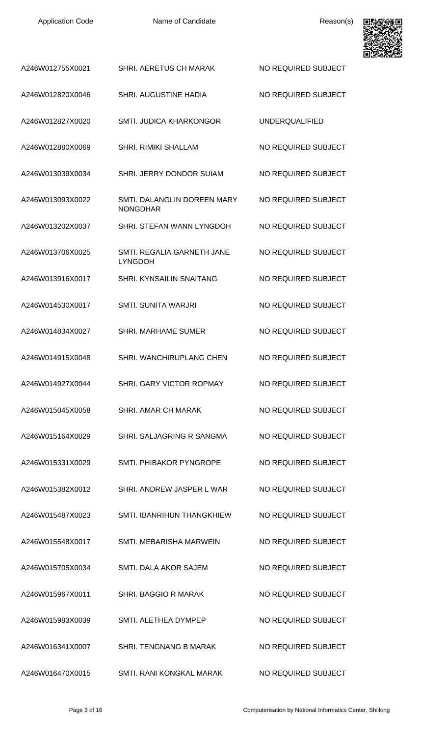| Application Code | Name of Candidate | Reason(s) |
|---|---|---|
| A246W012755X0021 | SHRI. AERETUS CH MARAK | NO REQUIRED SUBJECT |
| A246W012820X0046 | SHRI. AUGUSTINE HADIA | NO REQUIRED SUBJECT |
| A246W012827X0020 | SMTI. JUDICA KHARKONGOR | UNDERQUALIFIED |
| A246W012880X0069 | SHRI. RIMIKI SHALLAM | NO REQUIRED SUBJECT |
| A246W013039X0034 | SHRI. JERRY DONDOR SUIAM | NO REQUIRED SUBJECT |
| A246W013093X0022 | SMTI. DALANGLIN DOREEN MARY NONGDHAR | NO REQUIRED SUBJECT |
| A246W013202X0037 | SHRI. STEFAN WANN LYNGDOH | NO REQUIRED SUBJECT |
| A246W013706X0025 | SMTI. REGALIA GARNETH JANE LYNGDOH | NO REQUIRED SUBJECT |
| A246W013916X0017 | SHRI. KYNSAILIN SNAITANG | NO REQUIRED SUBJECT |
| A246W014530X0017 | SMTI. SUNITA WARJRI | NO REQUIRED SUBJECT |
| A246W014834X0027 | SHRI. MARHAME SUMER | NO REQUIRED SUBJECT |
| A246W014915X0048 | SHRI. WANCHIRUPLANG CHEN | NO REQUIRED SUBJECT |
| A246W014927X0044 | SHRI. GARY VICTOR ROPMAY | NO REQUIRED SUBJECT |
| A246W015045X0058 | SHRI. AMAR CH MARAK | NO REQUIRED SUBJECT |
| A246W015164X0029 | SHRI. SALJAGRING R SANGMA | NO REQUIRED SUBJECT |
| A246W015331X0029 | SMTI. PHIBAKOR PYNGROPE | NO REQUIRED SUBJECT |
| A246W015382X0012 | SHRI. ANDREW JASPER L WAR | NO REQUIRED SUBJECT |
| A246W015487X0023 | SMTI. IBANRIHUN THANGKHIEW | NO REQUIRED SUBJECT |
| A246W015548X0017 | SMTI. MEBARISHA MARWEIN | NO REQUIRED SUBJECT |
| A246W015705X0034 | SMTI. DALA AKOR SAJEM | NO REQUIRED SUBJECT |
| A246W015967X0011 | SHRI. BAGGIO R MARAK | NO REQUIRED SUBJECT |
| A246W015983X0039 | SMTI. ALETHEA DYMPEP | NO REQUIRED SUBJECT |
| A246W016341X0007 | SHRI. TENGNANG B MARAK | NO REQUIRED SUBJECT |
| A246W016470X0015 | SMTI. RANI KONGKAL MARAK | NO REQUIRED SUBJECT |

Computerisation by National Informatics Center, Shillong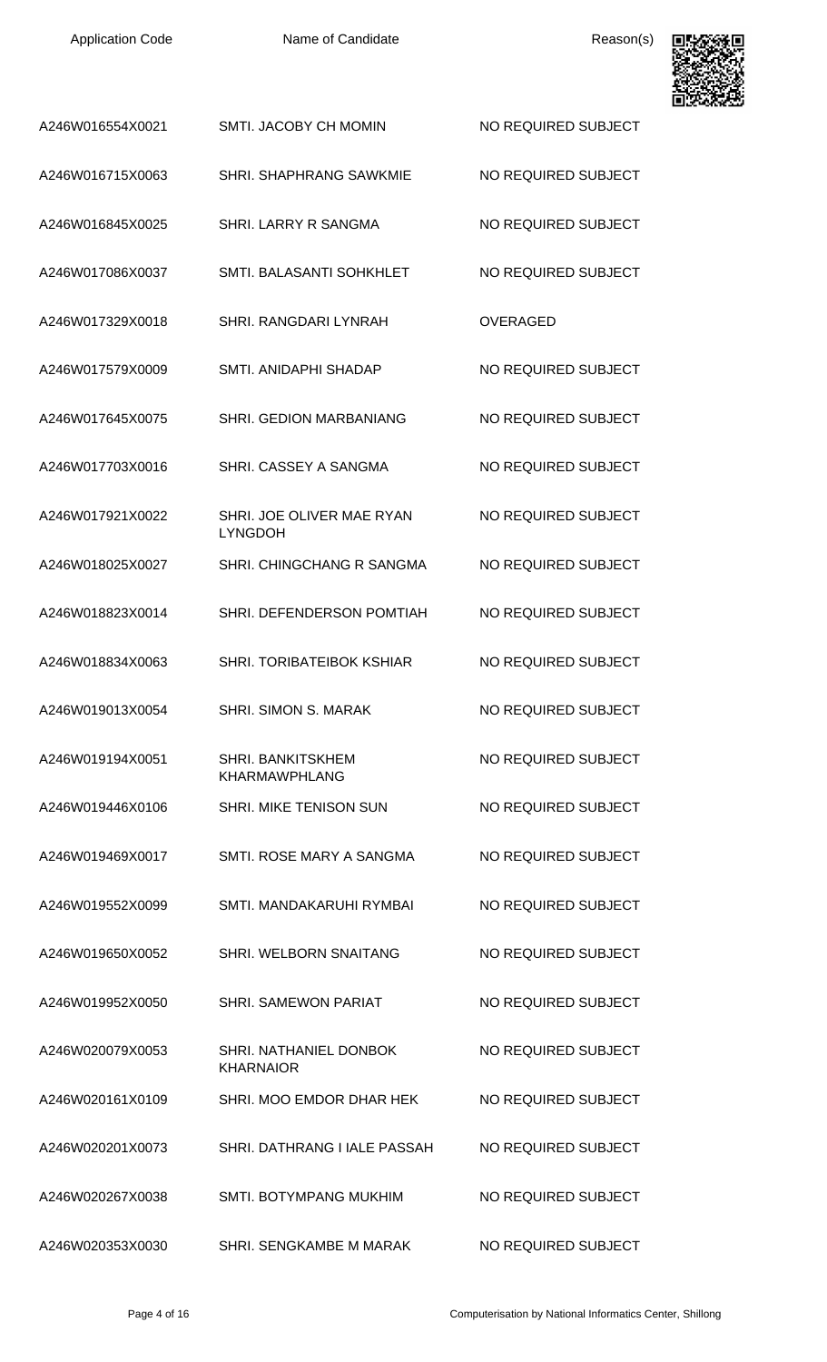| Application Code | Name of Candidate | Reason(s) |
| --- | --- | --- |
| A246W016554X0021 | SMTI. JACOBY CH MOMIN | NO REQUIRED SUBJECT |
| A246W016715X0063 | SHRI. SHAPHRANG SAWKMIE | NO REQUIRED SUBJECT |
| A246W016845X0025 | SHRI. LARRY R SANGMA | NO REQUIRED SUBJECT |
| A246W017086X0037 | SMTI. BALASANTI SOHKHLET | NO REQUIRED SUBJECT |
| A246W017329X0018 | SHRI. RANGDARI LYNRAH | OVERAGED |
| A246W017579X0009 | SMTI. ANIDAPHI SHADAP | NO REQUIRED SUBJECT |
| A246W017645X0075 | SHRI. GEDION MARBANIANG | NO REQUIRED SUBJECT |
| A246W017703X0016 | SHRI. CASSEY A SANGMA | NO REQUIRED SUBJECT |
| A246W017921X0022 | SHRI. JOE OLIVER MAE RYAN LYNGDOH | NO REQUIRED SUBJECT |
| A246W018025X0027 | SHRI. CHINGCHANG R SANGMA | NO REQUIRED SUBJECT |
| A246W018823X0014 | SHRI. DEFENDERSON POMTIAH | NO REQUIRED SUBJECT |
| A246W018834X0063 | SHRI. TORIBATEIBOK KSHIAR | NO REQUIRED SUBJECT |
| A246W019013X0054 | SHRI. SIMON S. MARAK | NO REQUIRED SUBJECT |
| A246W019194X0051 | SHRI. BANKITSKHEM KHARMAWPHLANG | NO REQUIRED SUBJECT |
| A246W019446X0106 | SHRI. MIKE TENISON SUN | NO REQUIRED SUBJECT |
| A246W019469X0017 | SMTI. ROSE MARY A SANGMA | NO REQUIRED SUBJECT |
| A246W019552X0099 | SMTI. MANDAKARUHI RYMBAI | NO REQUIRED SUBJECT |
| A246W019650X0052 | SHRI. WELBORN SNAITANG | NO REQUIRED SUBJECT |
| A246W019952X0050 | SHRI. SAMEWON PARIAT | NO REQUIRED SUBJECT |
| A246W020079X0053 | SHRI. NATHANIEL DONBOK KHARNAIOR | NO REQUIRED SUBJECT |
| A246W020161X0109 | SHRI. MOO EMDOR DHAR HEK | NO REQUIRED SUBJECT |
| A246W020201X0073 | SHRI. DATHRANG I IALE PASSAH | NO REQUIRED SUBJECT |
| A246W020267X0038 | SMTI. BOTYMPANG MUKHIM | NO REQUIRED SUBJECT |
| A246W020353X0030 | SHRI. SENGKAMBE M MARAK | NO REQUIRED SUBJECT |

Computerisation by National Informatics Center, Shillong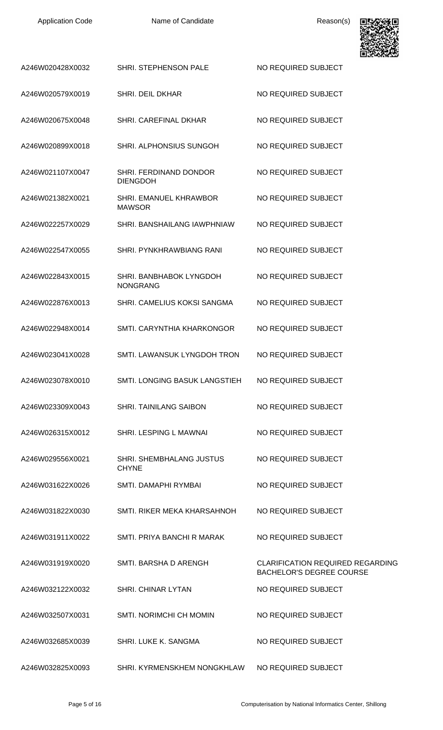| Application Code | Name of Candidate | Reason(s) |
| --- | --- | --- |
| A246W020428X0032 | SHRI. STEPHENSON PALE | NO REQUIRED SUBJECT |
| A246W020579X0019 | SHRI. DEIL DKHAR | NO REQUIRED SUBJECT |
| A246W020675X0048 | SHRI. CAREFINAL DKHAR | NO REQUIRED SUBJECT |
| A246W020899X0018 | SHRI. ALPHONSIUS SUNGOH | NO REQUIRED SUBJECT |
| A246W021107X0047 | SHRI. FERDINAND DONDOR DIENGDOH | NO REQUIRED SUBJECT |
| A246W021382X0021 | SHRI. EMANUEL KHRAWBOR MAWSOR | NO REQUIRED SUBJECT |
| A246W022257X0029 | SHRI. BANSHAILANG IAWPHNIAW | NO REQUIRED SUBJECT |
| A246W022547X0055 | SHRI. PYNKHRAWBIANG RANI | NO REQUIRED SUBJECT |
| A246W022843X0015 | SHRI. BANBHABOK LYNGDOH NONGRANG | NO REQUIRED SUBJECT |
| A246W022876X0013 | SHRI. CAMELIUS KOKSI SANGMA | NO REQUIRED SUBJECT |
| A246W022948X0014 | SMTI. CARYNTHIA KHARKONGOR | NO REQUIRED SUBJECT |
| A246W023041X0028 | SMTI. LAWANSUK LYNGDOH TRON | NO REQUIRED SUBJECT |
| A246W023078X0010 | SMTI. LONGING BASUK LANGSTIEH | NO REQUIRED SUBJECT |
| A246W023309X0043 | SHRI. TAINILANG SAIBON | NO REQUIRED SUBJECT |
| A246W026315X0012 | SHRI. LESPING L MAWNAI | NO REQUIRED SUBJECT |
| A246W029556X0021 | SHRI. SHEMBHALANG JUSTUS CHYNE | NO REQUIRED SUBJECT |
| A246W031622X0026 | SMTI. DAMAPHI RYMBAI | NO REQUIRED SUBJECT |
| A246W031822X0030 | SMTI. RIKER MEKA KHARSAHNOH | NO REQUIRED SUBJECT |
| A246W031911X0022 | SMTI. PRIYA BANCHI R MARAK | NO REQUIRED SUBJECT |
| A246W031919X0020 | SMTI. BARSHA D ARENGH | CLARIFICATION REQUIRED REGARDING BACHELOR'S DEGREE COURSE |
| A246W032122X0032 | SHRI. CHINAR LYTAN | NO REQUIRED SUBJECT |
| A246W032507X0031 | SMTI. NORIMCHI CH MOMIN | NO REQUIRED SUBJECT |
| A246W032685X0039 | SHRI. LUKE K. SANGMA | NO REQUIRED SUBJECT |
| A246W032825X0093 | SHRI. KYRMENSKHEM NONGKHLAW | NO REQUIRED SUBJECT |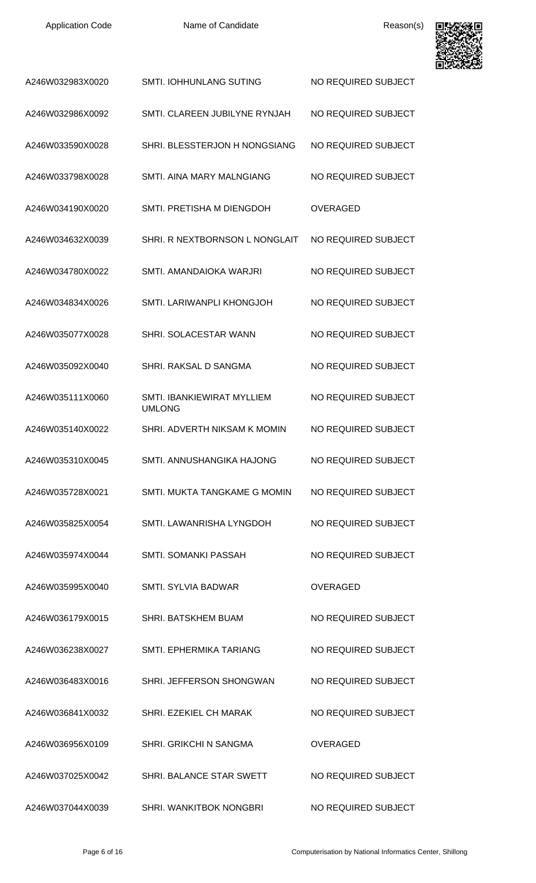| Application Code | Name of Candidate | Reason(s) |
| --- | --- | --- |
| A246W032983X0020 | SMTI. IOHHUNLANG SUTING | NO REQUIRED SUBJECT |
| A246W032986X0092 | SMTI. CLAREEN JUBILYNE RYNJAH | NO REQUIRED SUBJECT |
| A246W033590X0028 | SHRI. BLESSTERJON H NONGSIANG | NO REQUIRED SUBJECT |
| A246W033798X0028 | SMTI. AINA MARY MALNGIANG | NO REQUIRED SUBJECT |
| A246W034190X0020 | SMTI. PRETISHA M DIENGDOH | OVERAGED |
| A246W034632X0039 | SHRI. R NEXTBORNSON L NONGLAIT | NO REQUIRED SUBJECT |
| A246W034780X0022 | SMTI. AMANDAIOKA WARJRI | NO REQUIRED SUBJECT |
| A246W034834X0026 | SMTI. LARIWANPLI KHONGJOH | NO REQUIRED SUBJECT |
| A246W035077X0028 | SHRI. SOLACESTAR WANN | NO REQUIRED SUBJECT |
| A246W035092X0040 | SHRI. RAKSAL D SANGMA | NO REQUIRED SUBJECT |
| A246W035111X0060 | SMTI. IBANKIEWIRAT MYLLIEM UMLONG | NO REQUIRED SUBJECT |
| A246W035140X0022 | SHRI. ADVERTH NIKSAM K MOMIN | NO REQUIRED SUBJECT |
| A246W035310X0045 | SMTI. ANNUSHANGIKA HAJONG | NO REQUIRED SUBJECT |
| A246W035728X0021 | SMTI. MUKTA TANGKAME G MOMIN | NO REQUIRED SUBJECT |
| A246W035825X0054 | SMTI. LAWANRISHA LYNGDOH | NO REQUIRED SUBJECT |
| A246W035974X0044 | SMTI. SOMANKI PASSAH | NO REQUIRED SUBJECT |
| A246W035995X0040 | SMTI. SYLVIA BADWAR | OVERAGED |
| A246W036179X0015 | SHRI. BATSKHEM BUAM | NO REQUIRED SUBJECT |
| A246W036238X0027 | SMTI. EPHERMIKA TARIANG | NO REQUIRED SUBJECT |
| A246W036483X0016 | SHRI. JEFFERSON SHONGWAN | NO REQUIRED SUBJECT |
| A246W036841X0032 | SHRI. EZEKIEL CH MARAK | NO REQUIRED SUBJECT |
| A246W036956X0109 | SHRI. GRIKCHI N SANGMA | OVERAGED |
| A246W037025X0042 | SHRI. BALANCE STAR SWETT | NO REQUIRED SUBJECT |
| A246W037044X0039 | SHRI. WANKITBOK NONGBRI | NO REQUIRED SUBJECT |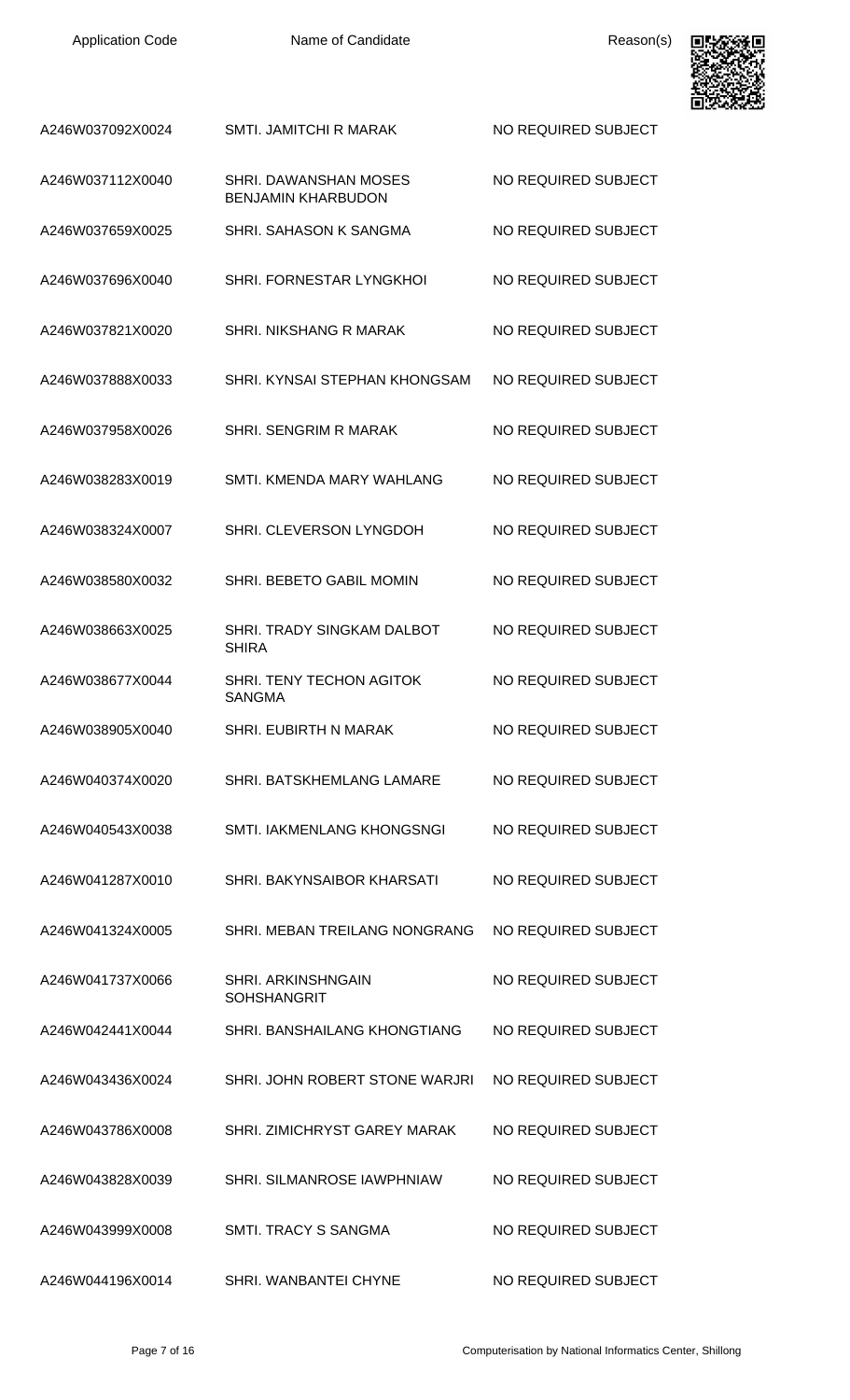| Application Code | Name of Candidate | Reason(s) |
| --- | --- | --- |
| A246W037092X0024 | SMTI. JAMITCHI R MARAK | NO REQUIRED SUBJECT |
| A246W037112X0040 | SHRI. DAWANSHAN MOSES BENJAMIN KHARBUDON | NO REQUIRED SUBJECT |
| A246W037659X0025 | SHRI. SAHASON K SANGMA | NO REQUIRED SUBJECT |
| A246W037696X0040 | SHRI. FORNESTAR LYNGKHOI | NO REQUIRED SUBJECT |
| A246W037821X0020 | SHRI. NIKSHANG R MARAK | NO REQUIRED SUBJECT |
| A246W037888X0033 | SHRI. KYNSAI STEPHAN KHONGSAM | NO REQUIRED SUBJECT |
| A246W037958X0026 | SHRI. SENGRIM R MARAK | NO REQUIRED SUBJECT |
| A246W038283X0019 | SMTI. KMENDA MARY WAHLANG | NO REQUIRED SUBJECT |
| A246W038324X0007 | SHRI. CLEVERSON LYNGDOH | NO REQUIRED SUBJECT |
| A246W038580X0032 | SHRI. BEBETO GABIL MOMIN | NO REQUIRED SUBJECT |
| A246W038663X0025 | SHRI. TRADY SINGKAM DALBOT SHIRA | NO REQUIRED SUBJECT |
| A246W038677X0044 | SHRI. TENY TECHON AGITOK SANGMA | NO REQUIRED SUBJECT |
| A246W038905X0040 | SHRI. EUBIRTH N MARAK | NO REQUIRED SUBJECT |
| A246W040374X0020 | SHRI. BATSKHEMLANG LAMARE | NO REQUIRED SUBJECT |
| A246W040543X0038 | SMTI. IAKMENLANG KHONGSNGI | NO REQUIRED SUBJECT |
| A246W041287X0010 | SHRI. BAKYNSAIBOR KHARSATI | NO REQUIRED SUBJECT |
| A246W041324X0005 | SHRI. MEBAN TREILANG NONGRANG | NO REQUIRED SUBJECT |
| A246W041737X0066 | SHRI. ARKINSHNGAIN SOHSHANGRIT | NO REQUIRED SUBJECT |
| A246W042441X0044 | SHRI. BANSHAILANG KHONGTIANG | NO REQUIRED SUBJECT |
| A246W043436X0024 | SHRI. JOHN ROBERT STONE WARJRI | NO REQUIRED SUBJECT |
| A246W043786X0008 | SHRI. ZIMICHRYST GAREY MARAK | NO REQUIRED SUBJECT |
| A246W043828X0039 | SHRI. SILMANROSE IAWPHNIAW | NO REQUIRED SUBJECT |
| A246W043999X0008 | SMTI. TRACY S SANGMA | NO REQUIRED SUBJECT |
| A246W044196X0014 | SHRI. WANBANTEI CHYNE | NO REQUIRED SUBJECT |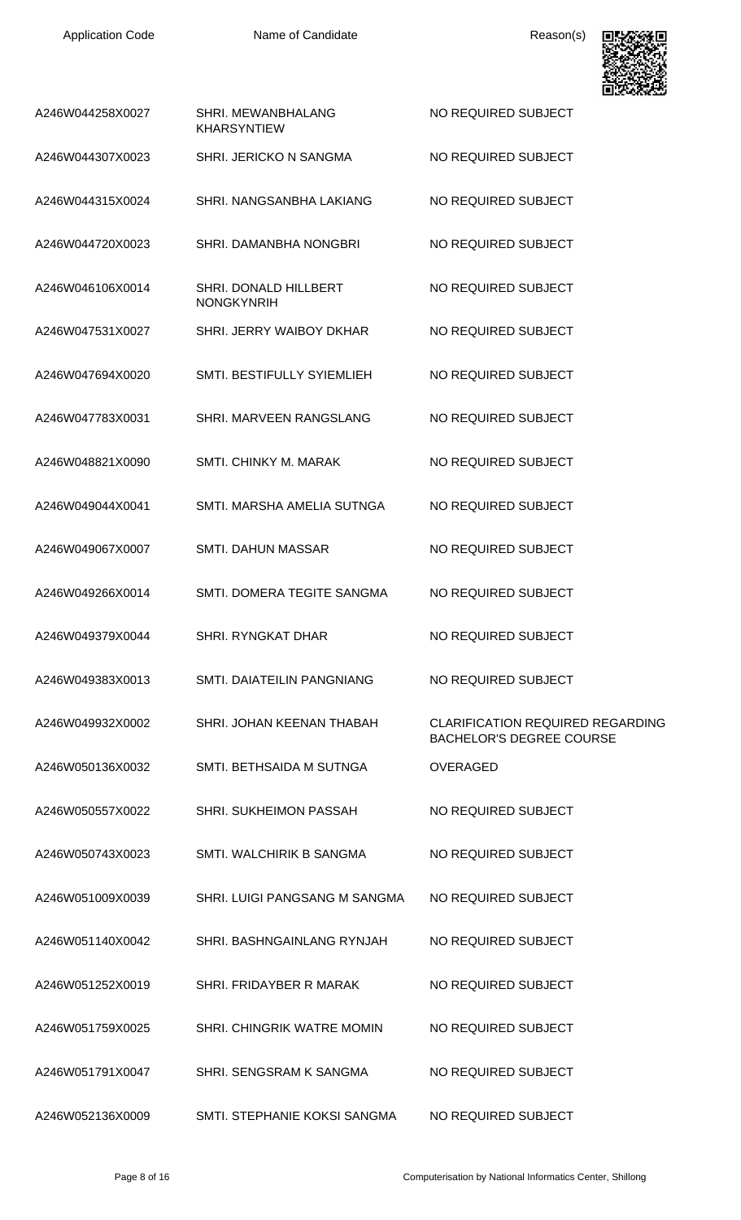| Application Code | Name of Candidate | Reason(s) |
| --- | --- | --- |
| A246W044258X0027 | SHRI. MEWANBHALANG KHARSYNTIEW | NO REQUIRED SUBJECT |
| A246W044307X0023 | SHRI. JERICKO N SANGMA | NO REQUIRED SUBJECT |
| A246W044315X0024 | SHRI. NANGSANBHA LAKIANG | NO REQUIRED SUBJECT |
| A246W044720X0023 | SHRI. DAMANBHA NONGBRI | NO REQUIRED SUBJECT |
| A246W046106X0014 | SHRI. DONALD HILLBERT NONGKYNRIH | NO REQUIRED SUBJECT |
| A246W047531X0027 | SHRI. JERRY WAIBOY DKHAR | NO REQUIRED SUBJECT |
| A246W047694X0020 | SMTI. BESTIFULLY SYIEMLIEH | NO REQUIRED SUBJECT |
| A246W047783X0031 | SHRI. MARVEEN RANGSLANG | NO REQUIRED SUBJECT |
| A246W048821X0090 | SMTI. CHINKY M. MARAK | NO REQUIRED SUBJECT |
| A246W049044X0041 | SMTI. MARSHA AMELIA SUTNGA | NO REQUIRED SUBJECT |
| A246W049067X0007 | SMTI. DAHUN MASSAR | NO REQUIRED SUBJECT |
| A246W049266X0014 | SMTI. DOMERA TEGITE SANGMA | NO REQUIRED SUBJECT |
| A246W049379X0044 | SHRI. RYNGKAT DHAR | NO REQUIRED SUBJECT |
| A246W049383X0013 | SMTI. DAIATEILIN PANGNIANG | NO REQUIRED SUBJECT |
| A246W049932X0002 | SHRI. JOHAN KEENAN THABAH | CLARIFICATION REQUIRED REGARDING BACHELOR'S DEGREE COURSE |
| A246W050136X0032 | SMTI. BETHSAIDA M SUTNGA | OVERAGED |
| A246W050557X0022 | SHRI. SUKHEIMON PASSAH | NO REQUIRED SUBJECT |
| A246W050743X0023 | SMTI. WALCHIRIK B SANGMA | NO REQUIRED SUBJECT |
| A246W051009X0039 | SHRI. LUIGI PANGSANG M SANGMA | NO REQUIRED SUBJECT |
| A246W051140X0042 | SHRI. BASHNGAINLANG RYNJAH | NO REQUIRED SUBJECT |
| A246W051252X0019 | SHRI. FRIDAYBER R MARAK | NO REQUIRED SUBJECT |
| A246W051759X0025 | SHRI. CHINGRIK WATRE MOMIN | NO REQUIRED SUBJECT |
| A246W051791X0047 | SHRI. SENGSRAM K SANGMA | NO REQUIRED SUBJECT |
| A246W052136X0009 | SMTI. STEPHANIE KOKSI SANGMA | NO REQUIRED SUBJECT |

Computerisation by National Informatics Center, Shillong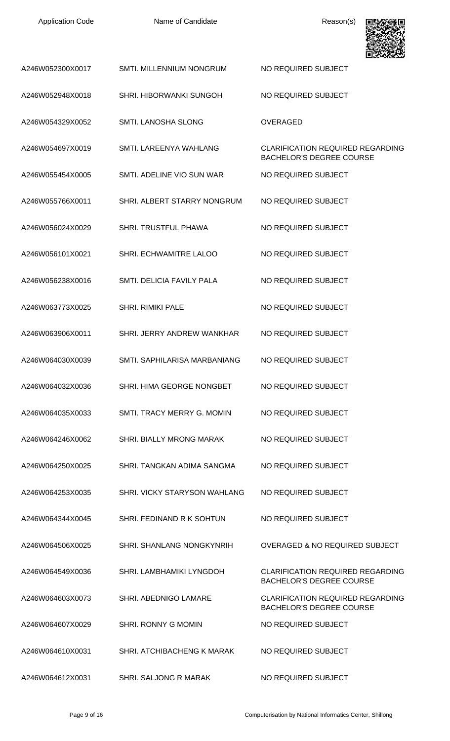| Application Code | Name of Candidate | Reason(s) |
| --- | --- | --- |
| A246W052300X0017 | SMTI. MILLENNIUM NONGRUM | NO REQUIRED SUBJECT |
| A246W052948X0018 | SHRI. HIBORWANKI SUNGOH | NO REQUIRED SUBJECT |
| A246W054329X0052 | SMTI. LANOSHA SLONG | OVERAGED |
| A246W054697X0019 | SMTI. LAREENYA WAHLANG | CLARIFICATION REQUIRED REGARDING BACHELOR'S DEGREE COURSE |
| A246W055454X0005 | SMTI. ADELINE VIO SUN WAR | NO REQUIRED SUBJECT |
| A246W055766X0011 | SHRI. ALBERT STARRY NONGRUM | NO REQUIRED SUBJECT |
| A246W056024X0029 | SHRI. TRUSTFUL PHAWA | NO REQUIRED SUBJECT |
| A246W056101X0021 | SHRI. ECHWAMITRE LALOO | NO REQUIRED SUBJECT |
| A246W056238X0016 | SMTI. DELICIA FAVILY PALA | NO REQUIRED SUBJECT |
| A246W063773X0025 | SHRI. RIMIKI PALE | NO REQUIRED SUBJECT |
| A246W063906X0011 | SHRI. JERRY ANDREW WANKHAR | NO REQUIRED SUBJECT |
| A246W064030X0039 | SMTI. SAPHILARISA MARBANIANG | NO REQUIRED SUBJECT |
| A246W064032X0036 | SHRI. HIMA GEORGE NONGBET | NO REQUIRED SUBJECT |
| A246W064035X0033 | SMTI. TRACY MERRY G. MOMIN | NO REQUIRED SUBJECT |
| A246W064246X0062 | SHRI. BIALLY MRONG MARAK | NO REQUIRED SUBJECT |
| A246W064250X0025 | SHRI. TANGKAN ADIMA SANGMA | NO REQUIRED SUBJECT |
| A246W064253X0035 | SHRI. VICKY STARYSON WAHLANG | NO REQUIRED SUBJECT |
| A246W064344X0045 | SHRI. FEDINAND R K SOHTUN | NO REQUIRED SUBJECT |
| A246W064506X0025 | SHRI. SHANLANG NONGKYNRIH | OVERAGED & NO REQUIRED SUBJECT |
| A246W064549X0036 | SHRI. LAMBHAMIKI LYNGDOH | CLARIFICATION REQUIRED REGARDING BACHELOR'S DEGREE COURSE |
| A246W064603X0073 | SHRI. ABEDNIGO LAMARE | CLARIFICATION REQUIRED REGARDING BACHELOR'S DEGREE COURSE |
| A246W064607X0029 | SHRI. RONNY G MOMIN | NO REQUIRED SUBJECT |
| A246W064610X0031 | SHRI. ATCHIBACHENG K MARAK | NO REQUIRED SUBJECT |
| A246W064612X0031 | SHRI. SALJONG R MARAK | NO REQUIRED SUBJECT |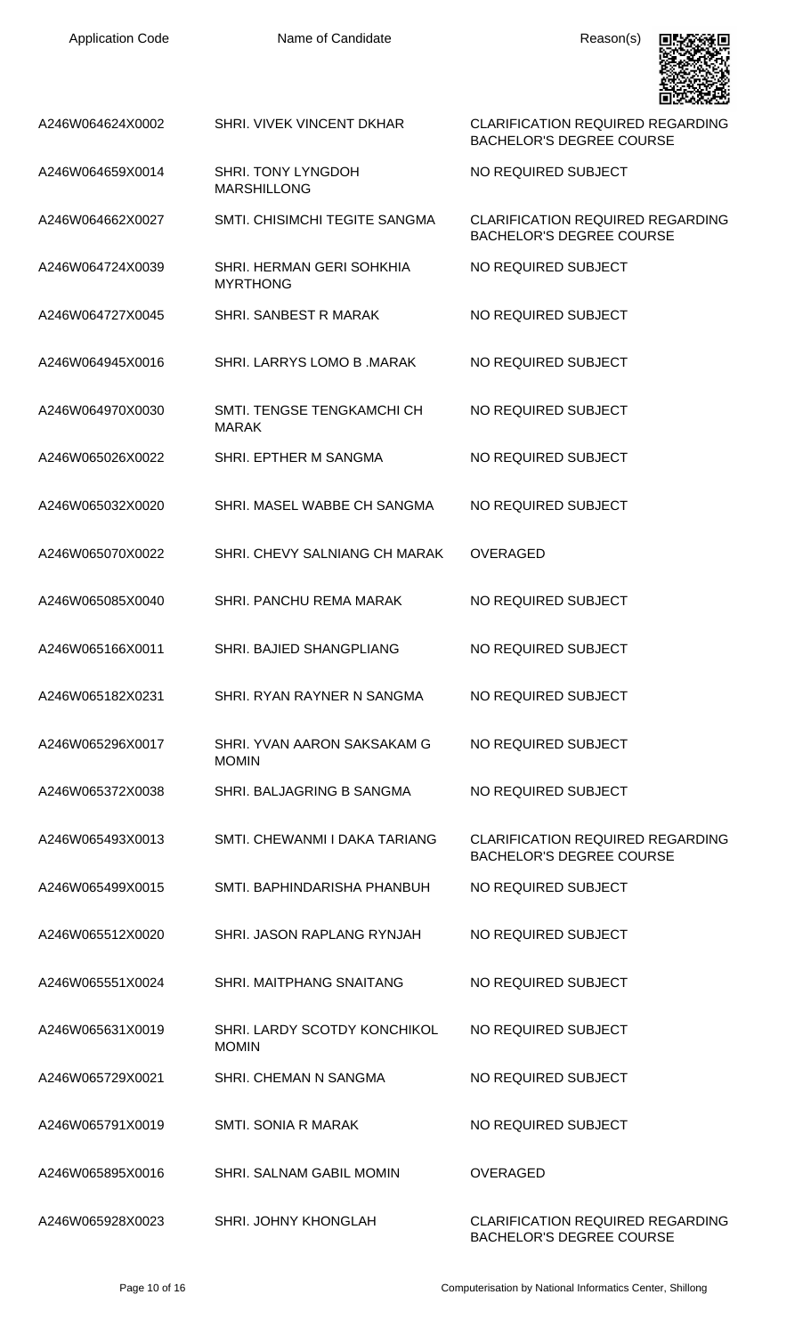| Application Code | Name of Candidate | Reason(s) |
|---|---|---|
| A246W064624X0002 | SHRI. VIVEK VINCENT DKHAR | CLARIFICATION REQUIRED REGARDING BACHELOR'S DEGREE COURSE |
| A246W064659X0014 | SHRI. TONY LYNGDOH MARSHILLONG | NO REQUIRED SUBJECT |
| A246W064662X0027 | SMTI. CHISIMCHI TEGITE SANGMA | CLARIFICATION REQUIRED REGARDING BACHELOR'S DEGREE COURSE |
| A246W064724X0039 | SHRI. HERMAN GERI SOHKHIA MYRTHONG | NO REQUIRED SUBJECT |
| A246W064727X0045 | SHRI. SANBEST R MARAK | NO REQUIRED SUBJECT |
| A246W064945X0016 | SHRI. LARRYS LOMO B .MARAK | NO REQUIRED SUBJECT |
| A246W064970X0030 | SMTI. TENGSE TENGKAMCHI CH MARAK | NO REQUIRED SUBJECT |
| A246W065026X0022 | SHRI. EPTHER M SANGMA | NO REQUIRED SUBJECT |
| A246W065032X0020 | SHRI. MASEL WABBE CH SANGMA | NO REQUIRED SUBJECT |
| A246W065070X0022 | SHRI. CHEVY SALNIANG CH MARAK | OVERAGED |
| A246W065085X0040 | SHRI. PANCHU REMA MARAK | NO REQUIRED SUBJECT |
| A246W065166X0011 | SHRI. BAJIED SHANGPLIANG | NO REQUIRED SUBJECT |
| A246W065182X0231 | SHRI. RYAN RAYNER N SANGMA | NO REQUIRED SUBJECT |
| A246W065296X0017 | SHRI. YVAN AARON SAKSAKAM G MOMIN | NO REQUIRED SUBJECT |
| A246W065372X0038 | SHRI. BALJAGRING B SANGMA | NO REQUIRED SUBJECT |
| A246W065493X0013 | SMTI. CHEWANMI I DAKA TARIANG | CLARIFICATION REQUIRED REGARDING BACHELOR'S DEGREE COURSE |
| A246W065499X0015 | SMTI. BAPHINDARISHA PHANBUH | NO REQUIRED SUBJECT |
| A246W065512X0020 | SHRI. JASON RAPLANG RYNJAH | NO REQUIRED SUBJECT |
| A246W065551X0024 | SHRI. MAITPHANG SNAITANG | NO REQUIRED SUBJECT |
| A246W065631X0019 | SHRI. LARDY SCOTDY KONCHIKOL MOMIN | NO REQUIRED SUBJECT |
| A246W065729X0021 | SHRI. CHEMAN N SANGMA | NO REQUIRED SUBJECT |
| A246W065791X0019 | SMTI. SONIA R MARAK | NO REQUIRED SUBJECT |
| A246W065895X0016 | SHRI. SALNAM GABIL MOMIN | OVERAGED |
| A246W065928X0023 | SHRI. JOHNY KHONGLAH | CLARIFICATION REQUIRED REGARDING BACHELOR'S DEGREE COURSE |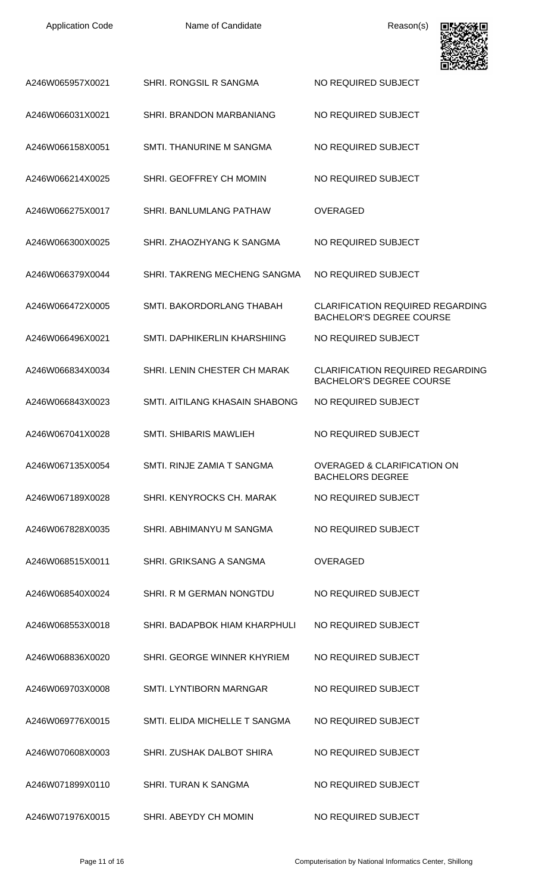| Application Code | Name of Candidate | Reason(s) |
| --- | --- | --- |
| A246W065957X0021 | SHRI. RONGSIL R SANGMA | NO REQUIRED SUBJECT |
| A246W066031X0021 | SHRI. BRANDON MARBANIANG | NO REQUIRED SUBJECT |
| A246W066158X0051 | SMTI. THANURINE M SANGMA | NO REQUIRED SUBJECT |
| A246W066214X0025 | SHRI. GEOFFREY CH MOMIN | NO REQUIRED SUBJECT |
| A246W066275X0017 | SHRI. BANLUMLANG PATHAW | OVERAGED |
| A246W066300X0025 | SHRI. ZHAOZHYANG K SANGMA | NO REQUIRED SUBJECT |
| A246W066379X0044 | SHRI. TAKRENG MECHENG SANGMA | NO REQUIRED SUBJECT |
| A246W066472X0005 | SMTI. BAKORDORLANG THABAH | CLARIFICATION REQUIRED REGARDING BACHELOR'S DEGREE COURSE |
| A246W066496X0021 | SMTI. DAPHIKERLIN KHARSHIING | NO REQUIRED SUBJECT |
| A246W066834X0034 | SHRI. LENIN CHESTER CH MARAK | CLARIFICATION REQUIRED REGARDING BACHELOR'S DEGREE COURSE |
| A246W066843X0023 | SMTI. AITILANG KHASAIN SHABONG | NO REQUIRED SUBJECT |
| A246W067041X0028 | SMTI. SHIBARIS MAWLIEH | NO REQUIRED SUBJECT |
| A246W067135X0054 | SMTI. RINJE ZAMIA T SANGMA | OVERAGED & CLARIFICATION ON BACHELORS DEGREE |
| A246W067189X0028 | SHRI. KENYROCKS CH. MARAK | NO REQUIRED SUBJECT |
| A246W067828X0035 | SHRI. ABHIMANYU M SANGMA | NO REQUIRED SUBJECT |
| A246W068515X0011 | SHRI. GRIKSANG A SANGMA | OVERAGED |
| A246W068540X0024 | SHRI. R M GERMAN NONGTDU | NO REQUIRED SUBJECT |
| A246W068553X0018 | SHRI. BADAPBOK HIAM KHARPHULI | NO REQUIRED SUBJECT |
| A246W068836X0020 | SHRI. GEORGE WINNER KHYRIEM | NO REQUIRED SUBJECT |
| A246W069703X0008 | SMTI. LYNTIBORN MARNGAR | NO REQUIRED SUBJECT |
| A246W069776X0015 | SMTI. ELIDA MICHELLE T SANGMA | NO REQUIRED SUBJECT |
| A246W070608X0003 | SHRI. ZUSHAK DALBOT SHIRA | NO REQUIRED SUBJECT |
| A246W071899X0110 | SHRI. TURAN K SANGMA | NO REQUIRED SUBJECT |
| A246W071976X0015 | SHRI. ABEYDY CH MOMIN | NO REQUIRED SUBJECT |

Computerisation by National Informatics Center, Shillong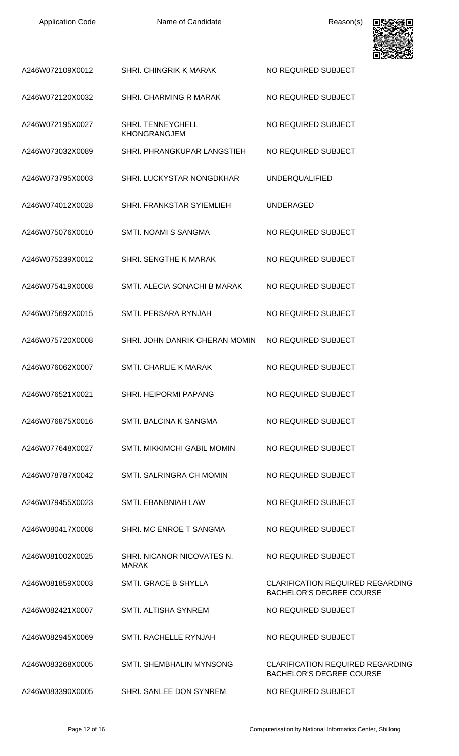| Application Code | Name of Candidate | Reason(s) |
| --- | --- | --- |
| A246W072109X0012 | SHRI. CHINGRIK K MARAK | NO REQUIRED SUBJECT |
| A246W072120X0032 | SHRI. CHARMING R MARAK | NO REQUIRED SUBJECT |
| A246W072195X0027 | SHRI. TENNEYCHELL KHONGRANGJEM | NO REQUIRED SUBJECT |
| A246W073032X0089 | SHRI. PHRANGKUPAR LANGSTIEH | NO REQUIRED SUBJECT |
| A246W073795X0003 | SHRI. LUCKYSTAR NONGDKHAR | UNDERQUALIFIED |
| A246W074012X0028 | SHRI. FRANKSTAR SYIEMLIEH | UNDERAGED |
| A246W075076X0010 | SMTI. NOAMI S SANGMA | NO REQUIRED SUBJECT |
| A246W075239X0012 | SHRI. SENGTHE K MARAK | NO REQUIRED SUBJECT |
| A246W075419X0008 | SMTI. ALECIA SONACHI B MARAK | NO REQUIRED SUBJECT |
| A246W075692X0015 | SMTI. PERSARA RYNJAH | NO REQUIRED SUBJECT |
| A246W075720X0008 | SHRI. JOHN DANRIK CHERAN MOMIN | NO REQUIRED SUBJECT |
| A246W076062X0007 | SMTI. CHARLIE K MARAK | NO REQUIRED SUBJECT |
| A246W076521X0021 | SHRI. HEIPORMI PAPANG | NO REQUIRED SUBJECT |
| A246W076875X0016 | SMTI. BALCINA K SANGMA | NO REQUIRED SUBJECT |
| A246W077648X0027 | SMTI. MIKKIMCHI GABIL MOMIN | NO REQUIRED SUBJECT |
| A246W078787X0042 | SMTI. SALRINGRA CH MOMIN | NO REQUIRED SUBJECT |
| A246W079455X0023 | SMTI. EBANBNIAH LAW | NO REQUIRED SUBJECT |
| A246W080417X0008 | SHRI. MC ENROE T SANGMA | NO REQUIRED SUBJECT |
| A246W081002X0025 | SHRI. NICANOR NICOVATES N. MARAK | NO REQUIRED SUBJECT |
| A246W081859X0003 | SMTI. GRACE B SHYLLA | CLARIFICATION REQUIRED REGARDING BACHELOR'S DEGREE COURSE |
| A246W082421X0007 | SMTI. ALTISHA SYNREM | NO REQUIRED SUBJECT |
| A246W082945X0069 | SMTI. RACHELLE RYNJAH | NO REQUIRED SUBJECT |
| A246W083268X0005 | SMTI. SHEMBHALIN MYNSONG | CLARIFICATION REQUIRED REGARDING BACHELOR'S DEGREE COURSE |
| A246W083390X0005 | SHRI. SANLEE DON SYNREM | NO REQUIRED SUBJECT |

Computerisation by National Informatics Center, Shillong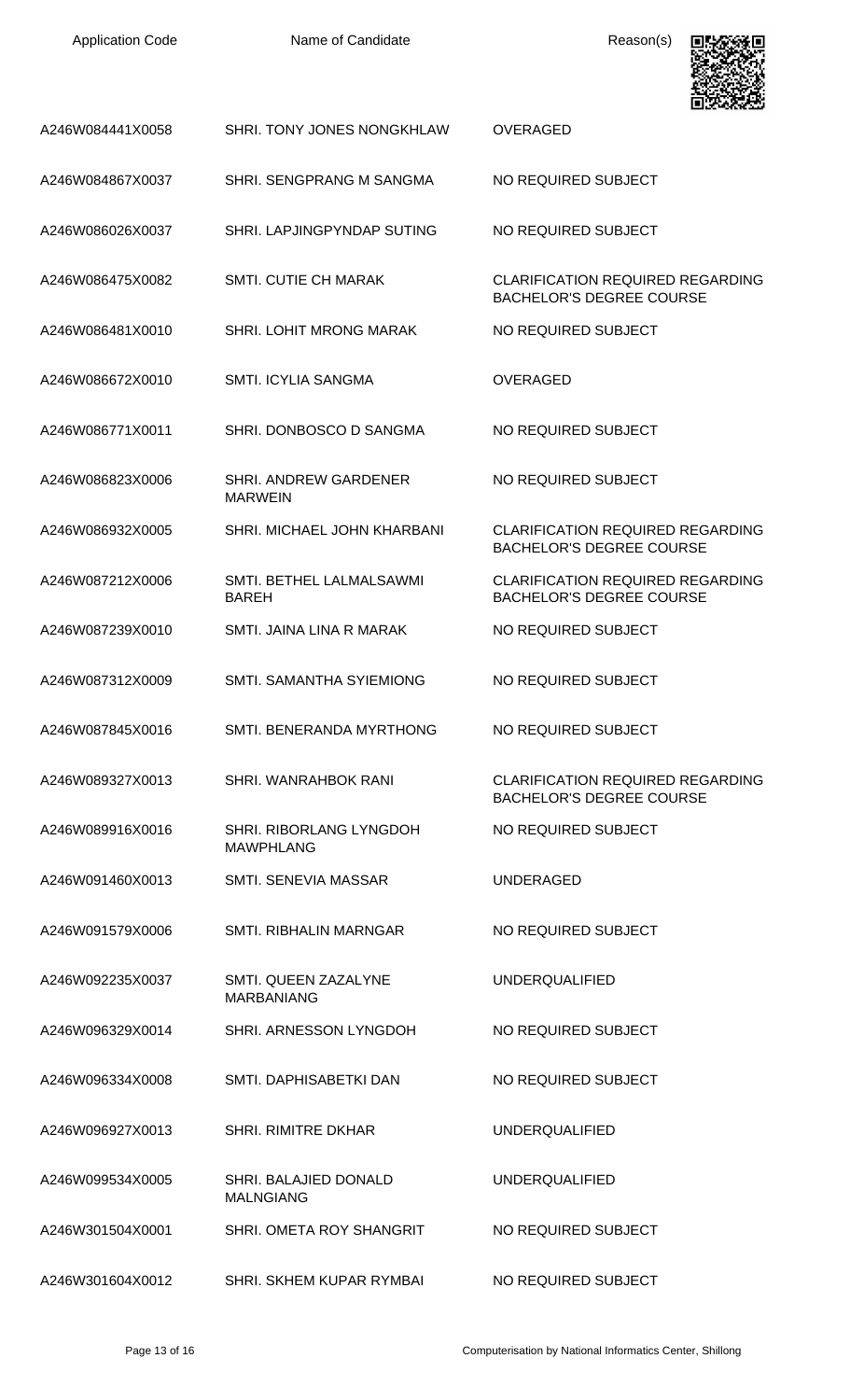| Application Code | Name of Candidate | Reason(s) |
| --- | --- | --- |
| A246W084441X0058 | SHRI. TONY JONES NONGKHLAW | OVERAGED |
| A246W084867X0037 | SHRI. SENGPRANG M SANGMA | NO REQUIRED SUBJECT |
| A246W086026X0037 | SHRI. LAPJINGPYNDAP SUTING | NO REQUIRED SUBJECT |
| A246W086475X0082 | SMTI. CUTIE CH MARAK | CLARIFICATION REQUIRED REGARDING BACHELOR'S DEGREE COURSE |
| A246W086481X0010 | SHRI. LOHIT MRONG MARAK | NO REQUIRED SUBJECT |
| A246W086672X0010 | SMTI. ICYLIA SANGMA | OVERAGED |
| A246W086771X0011 | SHRI. DONBOSCO D SANGMA | NO REQUIRED SUBJECT |
| A246W086823X0006 | SHRI. ANDREW GARDENER MARWEIN | NO REQUIRED SUBJECT |
| A246W086932X0005 | SHRI. MICHAEL JOHN KHARBANI | CLARIFICATION REQUIRED REGARDING BACHELOR'S DEGREE COURSE |
| A246W087212X0006 | SMTI. BETHEL LALMALSAWMI BAREH | CLARIFICATION REQUIRED REGARDING BACHELOR'S DEGREE COURSE |
| A246W087239X0010 | SMTI. JAINA LINA R MARAK | NO REQUIRED SUBJECT |
| A246W087312X0009 | SMTI. SAMANTHA SYIEMIONG | NO REQUIRED SUBJECT |
| A246W087845X0016 | SMTI. BENERANDA MYRTHONG | NO REQUIRED SUBJECT |
| A246W089327X0013 | SHRI. WANRAHBOK RANI | CLARIFICATION REQUIRED REGARDING BACHELOR'S DEGREE COURSE |
| A246W089916X0016 | SHRI. RIBORLANG LYNGDOH MAWPHLANG | NO REQUIRED SUBJECT |
| A246W091460X0013 | SMTI. SENEVIA MASSAR | UNDERAGED |
| A246W091579X0006 | SMTI. RIBHALIN MARNGAR | NO REQUIRED SUBJECT |
| A246W092235X0037 | SMTI. QUEEN ZAZALYNE MARBANIANG | UNDERQUALIFIED |
| A246W096329X0014 | SHRI. ARNESSON LYNGDOH | NO REQUIRED SUBJECT |
| A246W096334X0008 | SMTI. DAPHISABETKI DAN | NO REQUIRED SUBJECT |
| A246W096927X0013 | SHRI. RIMITRE DKHAR | UNDERQUALIFIED |
| A246W099534X0005 | SHRI. BALAJIED DONALD MALNGIANG | UNDERQUALIFIED |
| A246W301504X0001 | SHRI. OMETA ROY SHANGRIT | NO REQUIRED SUBJECT |
| A246W301604X0012 | SHRI. SKHEM KUPAR RYMBAI | NO REQUIRED SUBJECT |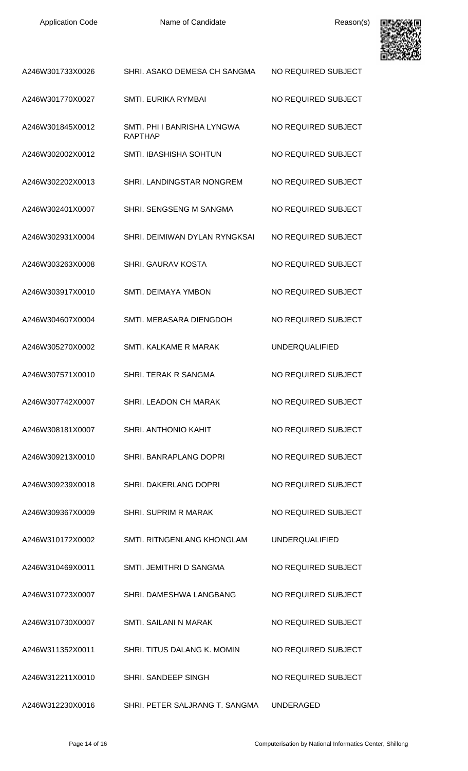| Application Code | Name of Candidate | Reason(s) |
|---|---|---|
| A246W301733X0026 | SHRI. ASAKO DEMESA CH SANGMA | NO REQUIRED SUBJECT |
| A246W301770X0027 | SMTI. EURIKA RYMBAI | NO REQUIRED SUBJECT |
| A246W301845X0012 | SMTI. PHI I BANRISHA LYNGWA RAPTHAP | NO REQUIRED SUBJECT |
| A246W302002X0012 | SMTI. IBASHISHA SOHTUN | NO REQUIRED SUBJECT |
| A246W302202X0013 | SHRI. LANDINGSTAR NONGREM | NO REQUIRED SUBJECT |
| A246W302401X0007 | SHRI. SENGSENG M SANGMA | NO REQUIRED SUBJECT |
| A246W302931X0004 | SHRI. DEIMIWAN DYLAN RYNGKSAI | NO REQUIRED SUBJECT |
| A246W303263X0008 | SHRI. GAURAV KOSTA | NO REQUIRED SUBJECT |
| A246W303917X0010 | SMTI. DEIMAYA YMBON | NO REQUIRED SUBJECT |
| A246W304607X0004 | SMTI. MEBASARA DIENGDOH | NO REQUIRED SUBJECT |
| A246W305270X0002 | SMTI. KALKAME R MARAK | UNDERQUALIFIED |
| A246W307571X0010 | SHRI. TERAK R SANGMA | NO REQUIRED SUBJECT |
| A246W307742X0007 | SHRI. LEADON CH MARAK | NO REQUIRED SUBJECT |
| A246W308181X0007 | SHRI. ANTHONIO KAHIT | NO REQUIRED SUBJECT |
| A246W309213X0010 | SHRI. BANRAPLANG DOPRI | NO REQUIRED SUBJECT |
| A246W309239X0018 | SHRI. DAKERLANG DOPRI | NO REQUIRED SUBJECT |
| A246W309367X0009 | SHRI. SUPRIM R MARAK | NO REQUIRED SUBJECT |
| A246W310172X0002 | SMTI. RITNGENLANG KHONGLAM | UNDERQUALIFIED |
| A246W310469X0011 | SMTI. JEMITHRI D SANGMA | NO REQUIRED SUBJECT |
| A246W310723X0007 | SHRI. DAMESHWA LANGBANG | NO REQUIRED SUBJECT |
| A246W310730X0007 | SMTI. SAILANI N MARAK | NO REQUIRED SUBJECT |
| A246W311352X0011 | SHRI. TITUS DALANG K. MOMIN | NO REQUIRED SUBJECT |
| A246W312211X0010 | SHRI. SANDEEP SINGH | NO REQUIRED SUBJECT |
| A246W312230X0016 | SHRI. PETER SALJRANG T. SANGMA | UNDERAGED |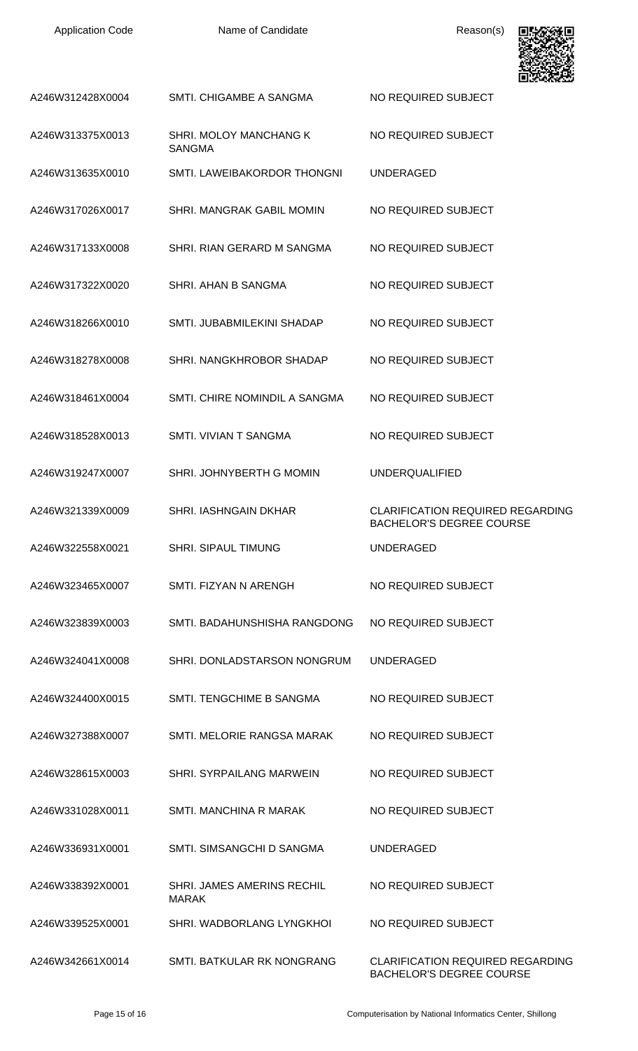| Application Code | Name of Candidate | Reason(s) |
| --- | --- | --- |
| A246W312428X0004 | SMTI. CHIGAMBE A SANGMA | NO REQUIRED SUBJECT |
| A246W313375X0013 | SHRI. MOLOY MANCHANG K SANGMA | NO REQUIRED SUBJECT |
| A246W313635X0010 | SMTI. LAWEIBAKORDOR THONGNI | UNDERAGED |
| A246W317026X0017 | SHRI. MANGRAK GABIL MOMIN | NO REQUIRED SUBJECT |
| A246W317133X0008 | SHRI. RIAN GERARD M SANGMA | NO REQUIRED SUBJECT |
| A246W317322X0020 | SHRI. AHAN B SANGMA | NO REQUIRED SUBJECT |
| A246W318266X0010 | SMTI. JUBABMILEKINI SHADAP | NO REQUIRED SUBJECT |
| A246W318278X0008 | SHRI. NANGKHROBOR SHADAP | NO REQUIRED SUBJECT |
| A246W318461X0004 | SMTI. CHIRE NOMINDIL A SANGMA | NO REQUIRED SUBJECT |
| A246W318528X0013 | SMTI. VIVIAN T SANGMA | NO REQUIRED SUBJECT |
| A246W319247X0007 | SHRI. JOHNYBERTH G MOMIN | UNDERQUALIFIED |
| A246W321339X0009 | SHRI. IASHNGAIN DKHAR | CLARIFICATION REQUIRED REGARDING BACHELOR'S DEGREE COURSE |
| A246W322558X0021 | SHRI. SIPAUL TIMUNG | UNDERAGED |
| A246W323465X0007 | SMTI. FIZYAN N ARENGH | NO REQUIRED SUBJECT |
| A246W323839X0003 | SMTI. BADAHUNSHISHA RANGDONG | NO REQUIRED SUBJECT |
| A246W324041X0008 | SHRI. DONLADSTARSON NONGRUM | UNDERAGED |
| A246W324400X0015 | SMTI. TENGCHIME B SANGMA | NO REQUIRED SUBJECT |
| A246W327388X0007 | SMTI. MELORIE RANGSA MARAK | NO REQUIRED SUBJECT |
| A246W328615X0003 | SHRI. SYRPAILANG MARWEIN | NO REQUIRED SUBJECT |
| A246W331028X0011 | SMTI. MANCHINA R MARAK | NO REQUIRED SUBJECT |
| A246W336931X0001 | SMTI. SIMSANGCHI D SANGMA | UNDERAGED |
| A246W338392X0001 | SHRI. JAMES AMERINS RECHIL MARAK | NO REQUIRED SUBJECT |
| A246W339525X0001 | SHRI. WADBORLANG LYNGKHOI | NO REQUIRED SUBJECT |
| A246W342661X0014 | SMTI. BATKULAR RK NONGRANG | CLARIFICATION REQUIRED REGARDING BACHELOR'S DEGREE COURSE |

Computerisation by National Informatics Center, Shillong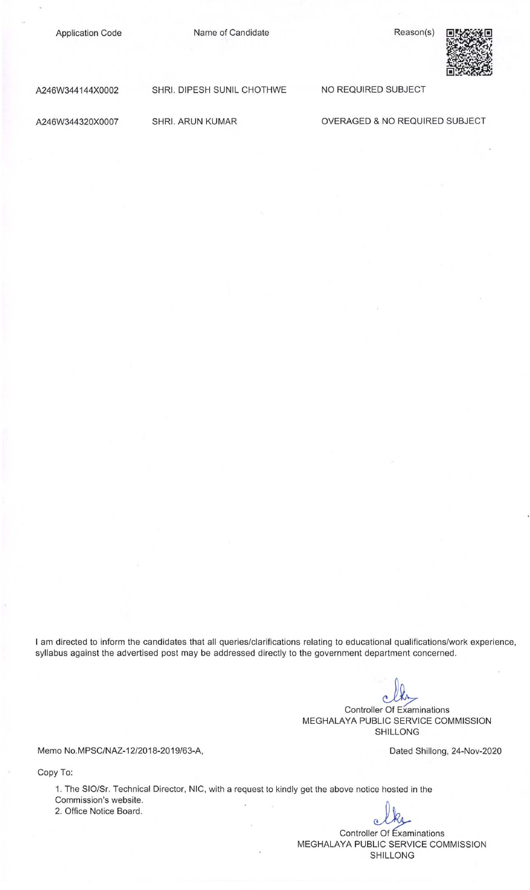| Application Code | Name of Candidate | Reason(s) |
| --- | --- | --- |
| A246W344144X0002 | SHRI. DIPESH SUNIL CHOTHWE | NO REQUIRED SUBJECT |
| A246W344320X0007 | SHRI. ARUN KUMAR | OVERAGED & NO REQUIRED SUBJECT |

I am directed to inform the candidates that all queries/clarifications relating to educational qualifications/work experience, syllabus against the advertised post may be addressed directly to the government department concerned.

Controller Of Examinations
MEGHALAYA PUBLIC SERVICE COMMISSION
SHILLONG

Memo No.MPSC/NAZ-12/2018-2019/63-A,

Dated Shillong, 24-Nov-2020

Copy To:

1. The SIO/Sr. Technical Director, NIC, with a request to kindly get the above notice hosted in the Commission's website.
2. Office Notice Board.

Controller Of Examinations
MEGHALAYA PUBLIC SERVICE COMMISSION
SHILLONG